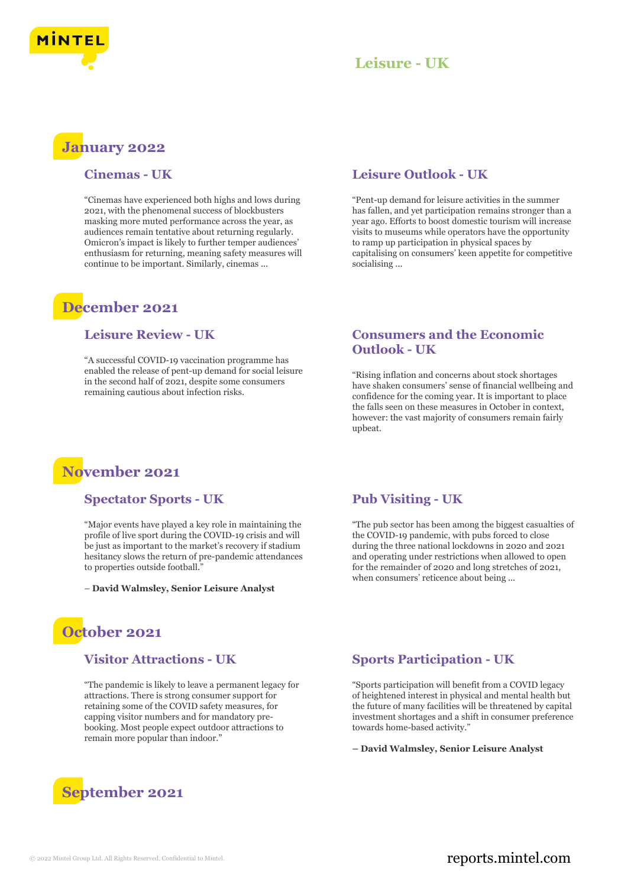# Leisure - UK

## January 2022

### Cinemas - UK

"Cinemas have experienced both highs and lows during 2021, with the phenomenal success of blockbusters masking more muted performance across the year, as audiences remain tentative about returning regularly. Omicron's impact is likely to further temper audiences' enthusiasm for returning, meaning safety measures will continue to be important. Similarly, cinemas ...

### Leisure Outlook - UK

"Pent-up demand for leisure activities in the summer has fallen, and yet participation remains stronger than a year ago. Efforts to boost domestic tourism will increase visits to museums while operators have the opportunity to ramp up participation in physical spaces by capitalising on consumers' keen appetite for competitive socialising ...

## December 2021

### Leisure Review - UK

"A successful COVID-19 vaccination programme has enabled the release of pent-up demand for social leisure in the second half of 2021, despite some consumers remaining cautious about infection risks.

### Consumers and the Economic Outlook - UK

"Rising inflation and concerns about stock shortages have shaken consumers' sense of financial wellbeing and confidence for the coming year. It is important to place the falls seen on these measures in October in context, however: the vast majority of consumers remain fairly upbeat.

## November 2021

### Spectator Sports - UK

"Major events have played a key role in maintaining the profile of live sport during the COVID-19 crisis and will be just as important to the market's recovery if stadium hesitancy slows the return of pre-pandemic attendances to properties outside football."

**– David Walmsley, Senior Leisure Analyst**

### Pub Visiting - UK

"The pub sector has been among the biggest casualties of the COVID-19 pandemic, with pubs forced to close during the three national lockdowns in 2020 and 2021 and operating under restrictions when allowed to open for the remainder of 2020 and long stretches of 2021, when consumers' reticence about being ...

## October 2021

### Visitor Attractions - UK

"The pandemic is likely to leave a permanent legacy for attractions. There is strong consumer support for retaining some of the COVID safety measures, for capping visitor numbers and for mandatory pre-booking. Most people expect outdoor attractions to remain more popular than indoor."

### Sports Participation - UK

"Sports participation will benefit from a COVID legacy of heightened interest in physical and mental health but the future of many facilities will be threatened by capital investment shortages and a shift in consumer preference towards home-based activity."

**– David Walmsley, Senior Leisure Analyst**

## September 2021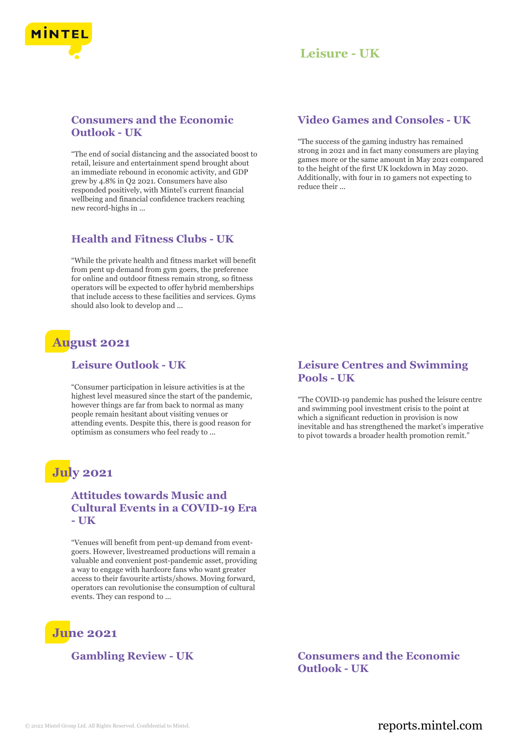# Leisure - UK

### Consumers and the Economic Outlook - UK

"The end of social distancing and the associated boost to retail, leisure and entertainment spend brought about an immediate rebound in economic activity, and GDP grew by 4.8% in Q2 2021. Consumers have also responded positively, with Mintel's current financial wellbeing and financial confidence trackers reaching new record-highs in ...

### Health and Fitness Clubs - UK

"While the private health and fitness market will benefit from pent up demand from gym goers, the preference for online and outdoor fitness remain strong, so fitness operators will be expected to offer hybrid memberships that include access to these facilities and services. Gyms should also look to develop and ...

### Video Games and Consoles - UK

"The success of the gaming industry has remained strong in 2021 and in fact many consumers are playing games more or the same amount in May 2021 compared to the height of the first UK lockdown in May 2020. Additionally, with four in 10 gamers not expecting to reduce their ...

## August 2021

### Leisure Outlook - UK

"Consumer participation in leisure activities is at the highest level measured since the start of the pandemic, however things are far from back to normal as many people remain hesitant about visiting venues or attending events. Despite this, there is good reason for optimism as consumers who feel ready to ...

### Leisure Centres and Swimming Pools - UK

"The COVID-19 pandemic has pushed the leisure centre and swimming pool investment crisis to the point at which a significant reduction in provision is now inevitable and has strengthened the market's imperative to pivot towards a broader health promotion remit."

## July 2021

### Attitudes towards Music and Cultural Events in a COVID-19 Era - UK

"Venues will benefit from pent-up demand from event-goers. However, livestreamed productions will remain a valuable and convenient post-pandemic asset, providing a way to engage with hardcore fans who want greater access to their favourite artists/shows. Moving forward, operators can revolutionise the consumption of cultural events. They can respond to ...

## June 2021

### Gambling Review - UK

### Consumers and the Economic Outlook - UK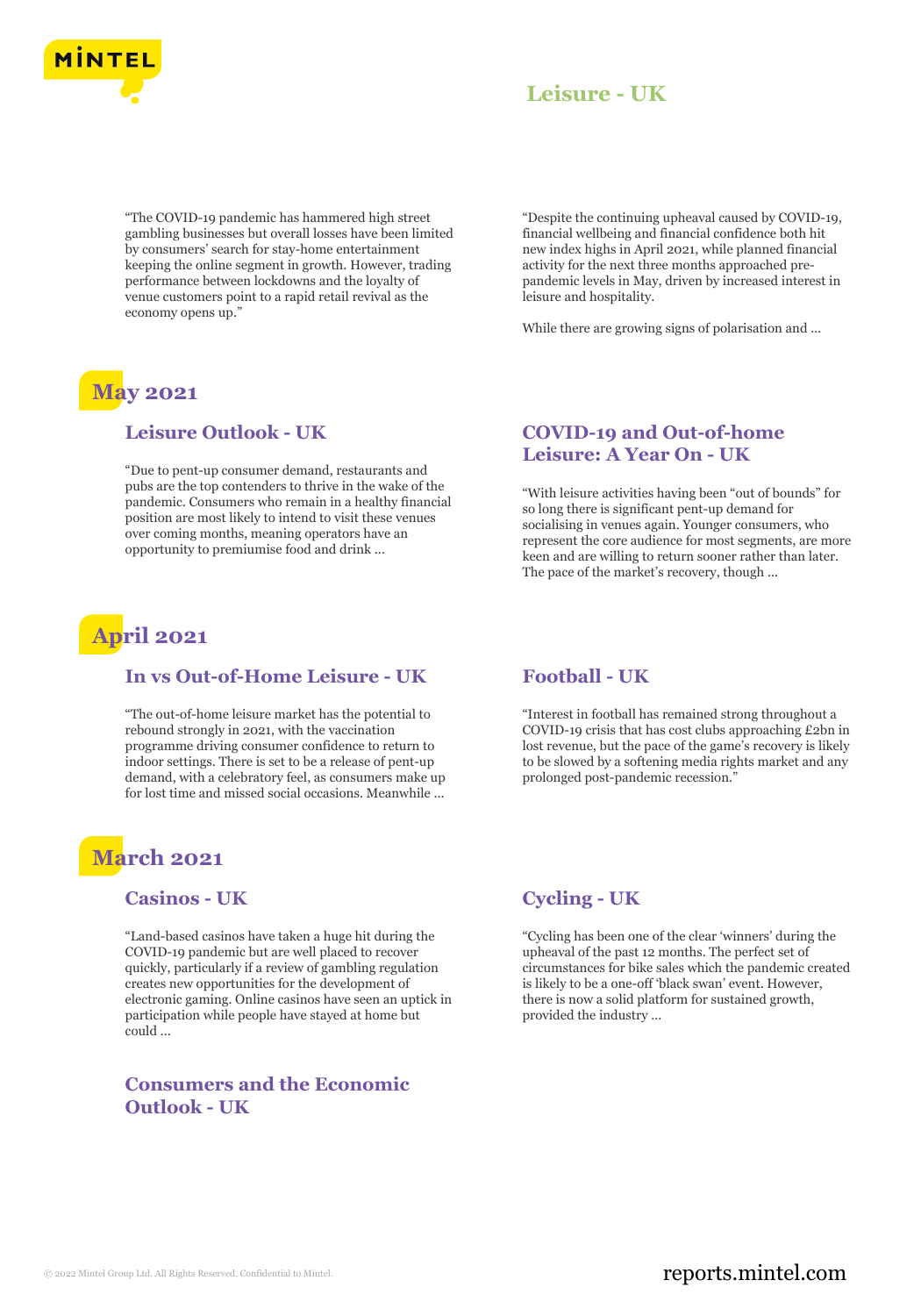"The COVID-19 pandemic has hammered high street gambling businesses but overall losses have been limited by consumers' search for stay-home entertainment keeping the online segment in growth. However, trading performance between lockdowns and the loyalty of venue customers point to a rapid retail revival as the economy opens up."

"Despite the continuing upheaval caused by COVID-19, financial wellbeing and financial confidence both hit new index highs in April 2021, while planned financial activity for the next three months approached pre-pandemic levels in May, driven by increased interest in leisure and hospitality.

While there are growing signs of polarisation and ...

## May 2021

### Leisure Outlook - UK

"Due to pent-up consumer demand, restaurants and pubs are the top contenders to thrive in the wake of the pandemic. Consumers who remain in a healthy financial position are most likely to intend to visit these venues over coming months, meaning operators have an opportunity to premiumise food and drink ...

### COVID-19 and Out-of-home Leisure: A Year On - UK

"With leisure activities having been "out of bounds" for so long there is significant pent-up demand for socialising in venues again. Younger consumers, who represent the core audience for most segments, are more keen and are willing to return sooner rather than later. The pace of the market's recovery, though ...

## April 2021

### In vs Out-of-Home Leisure - UK

"The out-of-home leisure market has the potential to rebound strongly in 2021, with the vaccination programme driving consumer confidence to return to indoor settings. There is set to be a release of pent-up demand, with a celebratory feel, as consumers make up for lost time and missed social occasions. Meanwhile ...

### Football - UK

"Interest in football has remained strong throughout a COVID-19 crisis that has cost clubs approaching £2bn in lost revenue, but the pace of the game's recovery is likely to be slowed by a softening media rights market and any prolonged post-pandemic recession."

## March 2021

### Casinos - UK

"Land-based casinos have taken a huge hit during the COVID-19 pandemic but are well placed to recover quickly, particularly if a review of gambling regulation creates new opportunities for the development of electronic gaming. Online casinos have seen an uptick in participation while people have stayed at home but could ...

### Cycling - UK

"Cycling has been one of the clear 'winners' during the upheaval of the past 12 months. The perfect set of circumstances for bike sales which the pandemic created is likely to be a one-off 'black swan' event. However, there is now a solid platform for sustained growth, provided the industry ...

### Consumers and the Economic Outlook - UK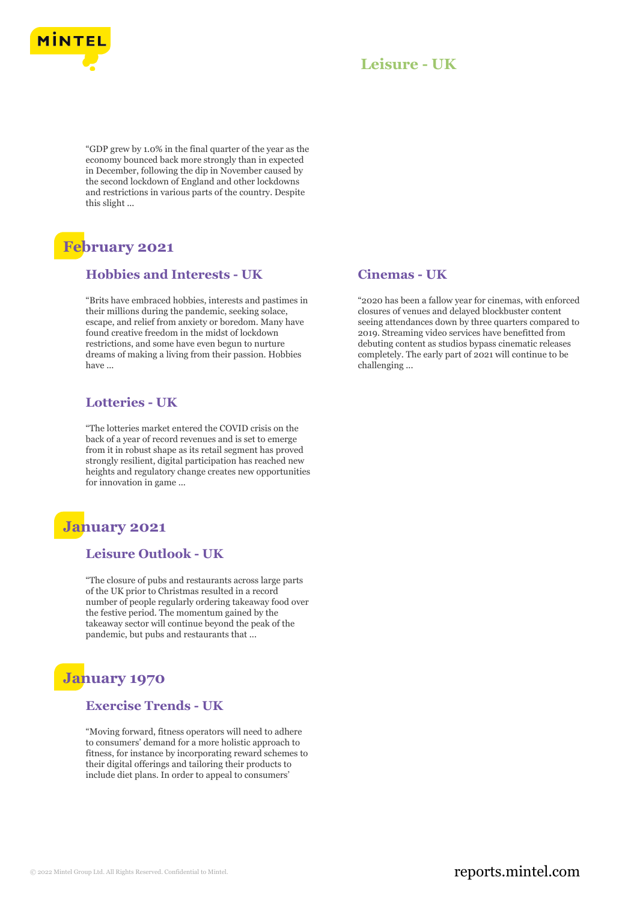"GDP grew by 1.0% in the final quarter of the year as the economy bounced back more strongly than in expected in December, following the dip in November caused by the second lockdown of England and other lockdowns and restrictions in various parts of the country. Despite this slight ...

## February 2021

### Hobbies and Interests - UK

"Brits have embraced hobbies, interests and pastimes in their millions during the pandemic, seeking solace, escape, and relief from anxiety or boredom. Many have found creative freedom in the midst of lockdown restrictions, and some have even begun to nurture dreams of making a living from their passion. Hobbies have ...

### Lotteries - UK

"The lotteries market entered the COVID crisis on the back of a year of record revenues and is set to emerge from it in robust shape as its retail segment has proved strongly resilient, digital participation has reached new heights and regulatory change creates new opportunities for innovation in game ...

### Cinemas - UK

"2020 has been a fallow year for cinemas, with enforced closures of venues and delayed blockbuster content seeing attendances down by three quarters compared to 2019. Streaming video services have benefitted from debuting content as studios bypass cinematic releases completely. The early part of 2021 will continue to be challenging ...

## January 2021

### Leisure Outlook - UK

"The closure of pubs and restaurants across large parts of the UK prior to Christmas resulted in a record number of people regularly ordering takeaway food over the festive period. The momentum gained by the takeaway sector will continue beyond the peak of the pandemic, but pubs and restaurants that ...

## January 1970

### Exercise Trends - UK

"Moving forward, fitness operators will need to adhere to consumers' demand for a more holistic approach to fitness, for instance by incorporating reward schemes to their digital offerings and tailoring their products to include diet plans. In order to appeal to consumers'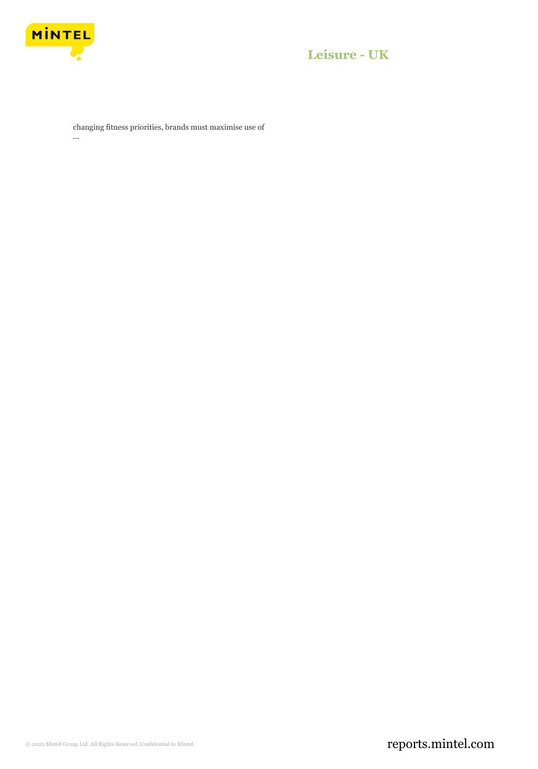changing fitness priorities, brands must maximise use of

...